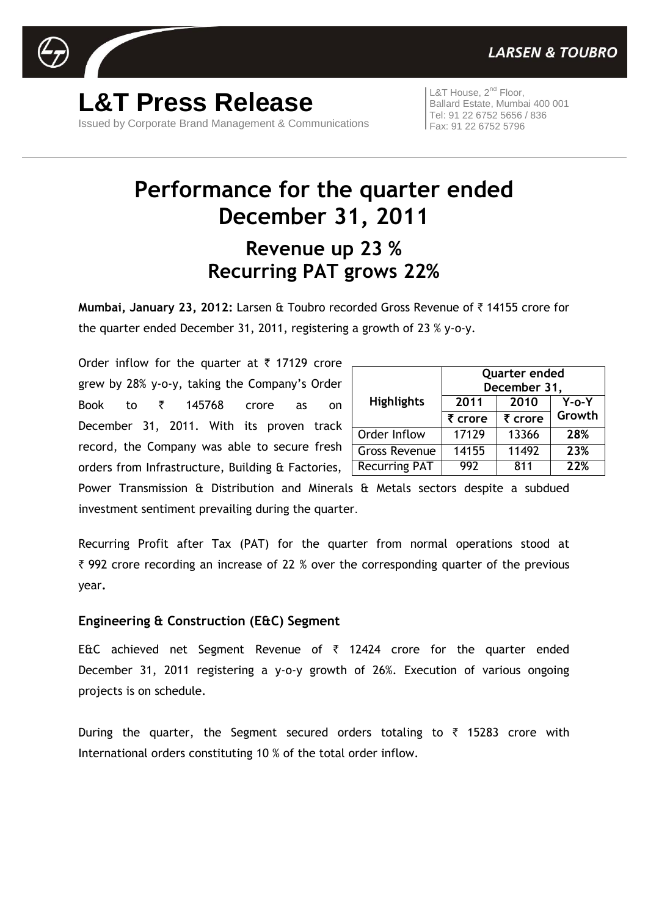**LARSEN & TOUBRO**

# L&T Press Release

Issued by Corporate Brand Management & Communications

L&T House, 2nd Floor,
Ballard Estate, Mumbai 400 001
Tel: 91 22 6752 5656 / 836
Fax: 91 22 6752 5796

# Performance for the quarter ended December 31, 2011

## Revenue up 23 %
## Recurring PAT grows 22%

**Mumbai, January 23, 2012:** Larsen & Toubro recorded Gross Revenue of ₹ 14155 crore for the quarter ended December 31, 2011, registering a growth of 23 % y-o-y.

Order inflow for the quarter at ₹ 17129 crore grew by 28% y-o-y, taking the Company's Order Book to ₹ 145768 crore as on December 31, 2011. With its proven track record, the Company was able to secure fresh orders from Infrastructure, Building & Factories, Power Transmission & Distribution and Minerals & Metals sectors despite a subdued investment sentiment prevailing during the quarter.

| Highlights | Quarter ended December 31, | | |
|---|---|---|---|
| | 2011 | 2010 | Y-o-Y Growth |
| | ₹ crore | ₹ crore | |
| Order Inflow | 17129 | 13366 | **28%** |
| Gross Revenue | 14155 | 11492 | **23%** |
| Recurring PAT | 992 | 811 | **22%** |

Recurring Profit after Tax (PAT) for the quarter from normal operations stood at ₹ 992 crore recording an increase of 22 % over the corresponding quarter of the previous year.

### Engineering & Construction (E&C) Segment

E&C achieved net Segment Revenue of ₹ 12424 crore for the quarter ended December 31, 2011 registering a y-o-y growth of 26%. Execution of various ongoing projects is on schedule.

During the quarter, the Segment secured orders totaling to ₹ 15283 crore with International orders constituting 10 % of the total order inflow.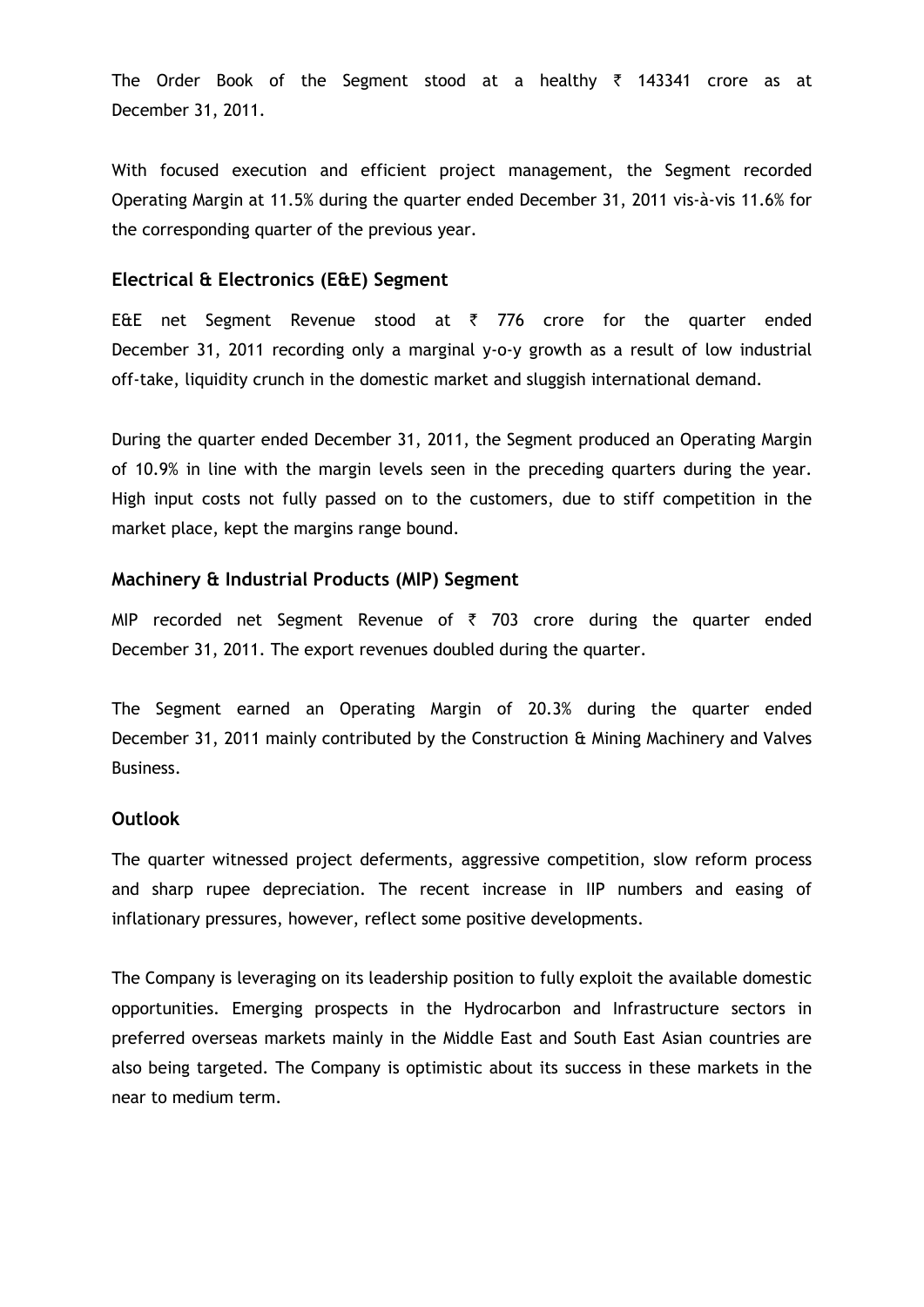The Order Book of the Segment stood at a healthy ₹ 143341 crore as at December 31, 2011.

With focused execution and efficient project management, the Segment recorded Operating Margin at 11.5% during the quarter ended December 31, 2011 vis-à-vis 11.6% for the corresponding quarter of the previous year.

### Electrical & Electronics (E&E) Segment

E&E net Segment Revenue stood at ₹ 776 crore for the quarter ended December 31, 2011 recording only a marginal y-o-y growth as a result of low industrial off-take, liquidity crunch in the domestic market and sluggish international demand.

During the quarter ended December 31, 2011, the Segment produced an Operating Margin of 10.9% in line with the margin levels seen in the preceding quarters during the year. High input costs not fully passed on to the customers, due to stiff competition in the market place, kept the margins range bound.

### Machinery & Industrial Products (MIP) Segment

MIP recorded net Segment Revenue of ₹ 703 crore during the quarter ended December 31, 2011. The export revenues doubled during the quarter.

The Segment earned an Operating Margin of 20.3% during the quarter ended December 31, 2011 mainly contributed by the Construction & Mining Machinery and Valves Business.

### Outlook

The quarter witnessed project deferments, aggressive competition, slow reform process and sharp rupee depreciation. The recent increase in IIP numbers and easing of inflationary pressures, however, reflect some positive developments.

The Company is leveraging on its leadership position to fully exploit the available domestic opportunities. Emerging prospects in the Hydrocarbon and Infrastructure sectors in preferred overseas markets mainly in the Middle East and South East Asian countries are also being targeted. The Company is optimistic about its success in these markets in the near to medium term.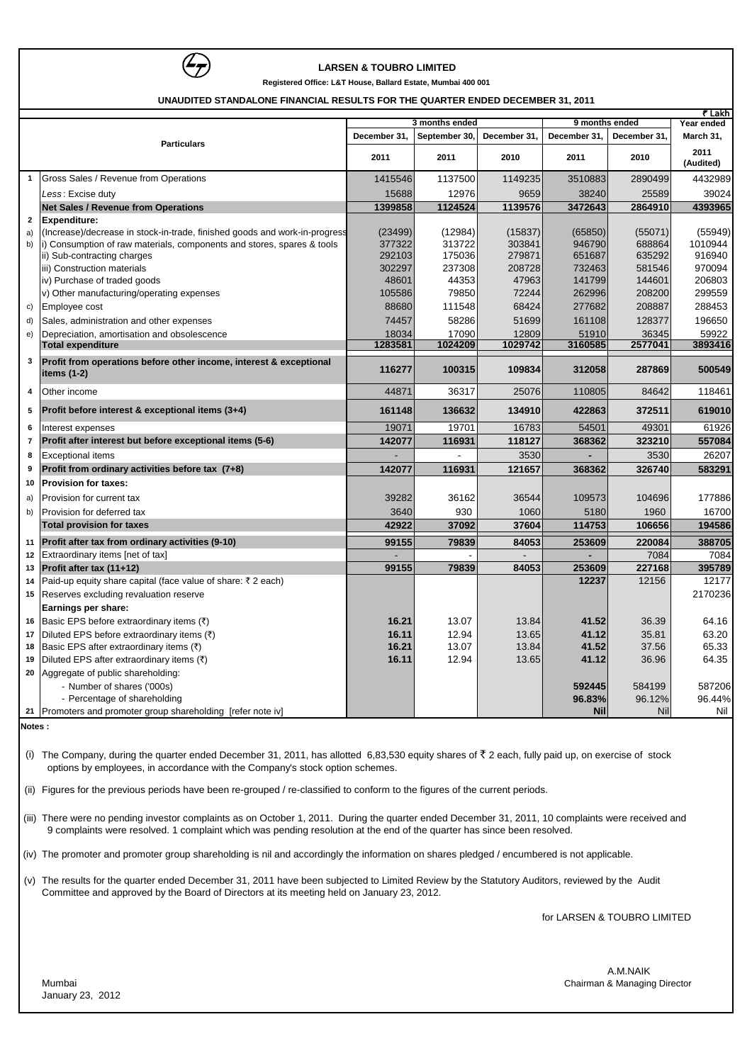# LARSEN & TOUBRO LIMITED

**Registered Office: L&T House, Ballard Estate, Mumbai 400 001**

**UNAUDITED STANDALONE FINANCIAL RESULTS FOR THE QUARTER ENDED DECEMBER 31, 2011**

₹ Lakh

| | Particulars | 3 months ended | | | 9 months ended | | Year ended |
|---|---|---|---|---|---|---|---|
| | | December 31, 2011 | September 30, 2011 | December 31, 2010 | December 31, 2011 | December 31, 2010 | March 31, 2011 (Audited) |
| 1 | Gross Sales / Revenue from Operations | 1415546 | 1137500 | 1149235 | 3510883 | 2890499 | 4432989 |
| | *Less*: Excise duty | 15688 | 12976 | 9659 | 38240 | 25589 | 39024 |
| | **Net Sales / Revenue from Operations** | **1399858** | **1124524** | **1139576** | **3472643** | **2864910** | **4393965** |
| 2 | **Expenditure:** | | | | | | |
| a) | (Increase)/decrease in stock-in-trade, finished goods and work-in-progress | (23499) | (12984) | (15837) | (65850) | (55071) | (55949) |
| b) | i) Consumption of raw materials, components and stores, spares & tools | 377322 | 313722 | 303841 | 946790 | 688864 | 1010944 |
| | ii) Sub-contracting charges | 292103 | 175036 | 279871 | 651687 | 635292 | 916940 |
| | iii) Construction materials | 302297 | 237308 | 208728 | 732463 | 581546 | 970094 |
| | iv) Purchase of traded goods | 48601 | 44353 | 47963 | 141799 | 144601 | 206803 |
| | v) Other manufacturing/operating expenses | 105586 | 79850 | 72244 | 262996 | 208200 | 299559 |
| c) | Employee cost | 88680 | 111548 | 68424 | 277682 | 208887 | 288453 |
| d) | Sales, administration and other expenses | 74457 | 58286 | 51699 | 161108 | 128377 | 196650 |
| e) | Depreciation, amortisation and obsolescence | 18034 | 17090 | 12809 | 51910 | 36345 | 59922 |
| | **Total expenditure** | **1283581** | **1024209** | **1029742** | **3160585** | **2577041** | **3893416** |
| 3 | **Profit from operations before other income, interest & exceptional items (1-2)** | **116277** | **100315** | **109834** | **312058** | **287869** | **500549** |
| 4 | Other income | 44871 | 36317 | 25076 | 110805 | 84642 | 118461 |
| 5 | **Profit before interest & exceptional items (3+4)** | **161148** | **136632** | **134910** | **422863** | **372511** | **619010** |
| 6 | Interest expenses | 19071 | 19701 | 16783 | 54501 | 49301 | 61926 |
| 7 | **Profit after interest but before exceptional items (5-6)** | **142077** | **116931** | **118127** | **368362** | **323210** | **557084** |
| 8 | Exceptional items | - | - | 3530 | - | 3530 | 26207 |
| 9 | **Profit from ordinary activities before tax (7+8)** | **142077** | **116931** | **121657** | **368362** | **326740** | **583291** |
| 10 | **Provision for taxes:** | | | | | | |
| a) | Provision for current tax | 39282 | 36162 | 36544 | 109573 | 104696 | 177886 |
| b) | Provision for deferred tax | 3640 | 930 | 1060 | 5180 | 1960 | 16700 |
| | **Total provision for taxes** | **42922** | **37092** | **37604** | **114753** | **106656** | **194586** |
| 11 | **Profit after tax from ordinary activities (9-10)** | **99155** | **79839** | **84053** | **253609** | **220084** | **388705** |
| 12 | Extraordinary items [net of tax] | - | - | - | - | 7084 | 7084 |
| 13 | **Profit after tax (11+12)** | **99155** | **79839** | **84053** | **253609** | **227168** | **395789** |
| 14 | Paid-up equity share capital (face value of share: ₹ 2 each) | | | | **12237** | 12156 | 12177 |
| 15 | Reserves excluding revaluation reserve | | | | | | 2170236 |
| | **Earnings per share:** | | | | | | |
| 16 | Basic EPS before extraordinary items (₹) | **16.21** | 13.07 | 13.84 | **41.52** | 36.39 | 64.16 |
| 17 | Diluted EPS before extraordinary items (₹) | **16.11** | 12.94 | 13.65 | **41.12** | 35.81 | 63.20 |
| 18 | Basic EPS after extraordinary items (₹) | **16.21** | 13.07 | 13.84 | **41.52** | 37.56 | 65.33 |
| 19 | Diluted EPS after extraordinary items (₹) | **16.11** | 12.94 | 13.65 | **41.12** | 36.96 | 64.35 |
| 20 | Aggregate of public shareholding: | | | | | | |
| | - Number of shares ('000s) | | | | **592445** | 584199 | 587206 |
| | - Percentage of shareholding | | | | **96.83%** | 96.12% | 96.44% |
| 21 | Promoters and promoter group shareholding [refer note iv] | | | | **Nil** | Nil | Nil |

**Notes :**

(i) The Company, during the quarter ended December 31, 2011, has allotted 6,83,530 equity shares of ₹ 2 each, fully paid up, on exercise of stock options by employees, in accordance with the Company's stock option schemes.

(ii) Figures for the previous periods have been re-grouped / re-classified to conform to the figures of the current periods.

(iii) There were no pending investor complaints as on October 1, 2011. During the quarter ended December 31, 2011, 10 complaints were received and 9 complaints were resolved. 1 complaint which was pending resolution at the end of the quarter has since been resolved.

(iv) The promoter and promoter group shareholding is nil and accordingly the information on shares pledged / encumbered is not applicable.

(v) The results for the quarter ended December 31, 2011 have been subjected to Limited Review by the Statutory Auditors, reviewed by the Audit Committee and approved by the Board of Directors at its meeting held on January 23, 2012.

for LARSEN & TOUBRO LIMITED

A.M.NAIK
Chairman & Managing Director

Mumbai
January 23, 2012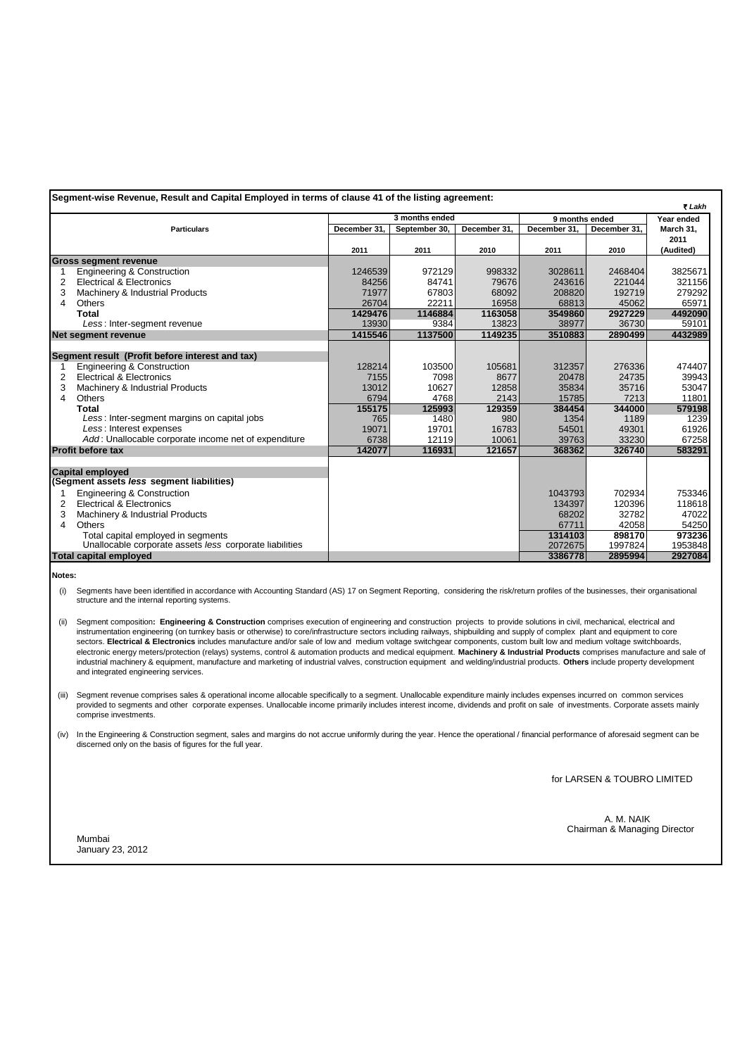**Segment-wise Revenue, Result and Capital Employed in terms of clause 41 of the listing agreement:**

₹ *Lakh*

| Particulars | 3 months ended | | | 9 months ended | | Year ended |
|---|---|---|---|---|---|---|
| | December 31, 2011 | September 30, 2011 | December 31, 2010 | December 31, 2011 | December 31, 2010 | March 31, 2011 (Audited) |
| **Gross segment revenue** | | | | | | |
| 1 Engineering & Construction | 1246539 | 972129 | 998332 | 3028611 | 2468404 | 3825671 |
| 2 Electrical & Electronics | 84256 | 84741 | 79676 | 243616 | 221044 | 321156 |
| 3 Machinery & Industrial Products | 71977 | 67803 | 68092 | 208820 | 192719 | 279292 |
| 4 Others | 26704 | 22211 | 16958 | 68813 | 45062 | 65971 |
| **Total** | **1429476** | **1146884** | **1163058** | **3549860** | **2927229** | **4492090** |
| *Less* : Inter-segment revenue | 13930 | 9384 | 13823 | 38977 | 36730 | 59101 |
| **Net segment revenue** | **1415546** | **1137500** | **1149235** | **3510883** | **2890499** | **4432989** |
| **Segment result (Profit before interest and tax)** | | | | | | |
| 1 Engineering & Construction | 128214 | 103500 | 105681 | 312357 | 276336 | 474407 |
| 2 Electrical & Electronics | 7155 | 7098 | 8677 | 20478 | 24735 | 39943 |
| 3 Machinery & Industrial Products | 13012 | 10627 | 12858 | 35834 | 35716 | 53047 |
| 4 Others | 6794 | 4768 | 2143 | 15785 | 7213 | 11801 |
| **Total** | **155175** | **125993** | **129359** | **384454** | **344000** | **579198** |
| *Less* : Inter-segment margins on capital jobs | 765 | 1480 | 980 | 1354 | 1189 | 1239 |
| *Less* : Interest expenses | 19071 | 19701 | 16783 | 54501 | 49301 | 61926 |
| *Add* : Unallocable corporate income net of expenditure | 6738 | 12119 | 10061 | 39763 | 33230 | 67258 |
| **Profit before tax** | **142077** | **116931** | **121657** | **368362** | **326740** | **583291** |
| **Capital employed** | | | | | | |
| **(Segment assets *less* segment liabilities)** | | | | | | |
| 1 Engineering & Construction | | | | 1043793 | 702934 | 753346 |
| 2 Electrical & Electronics | | | | 134397 | 120396 | 118618 |
| 3 Machinery & Industrial Products | | | | 68202 | 32782 | 47022 |
| 4 Others | | | | 67711 | 42058 | 54250 |
| Total capital employed in segments | | | | **1314103** | **898170** | **973236** |
| Unallocable corporate assets *less* corporate liabilities | | | | 2072675 | 1997824 | 1953848 |
| **Total capital employed** | | | | **3386778** | **2895994** | **2927084** |

**Notes:**

(i) Segments have been identified in accordance with Accounting Standard (AS) 17 on Segment Reporting, considering the risk/return profiles of the businesses, their organisational structure and the internal reporting systems.

(ii) Segment composition**: Engineering & Construction** comprises execution of engineering and construction projects to provide solutions in civil, mechanical, electrical and instrumentation engineering (on turnkey basis or otherwise) to core/infrastructure sectors including railways, shipbuilding and supply of complex plant and equipment to core sectors. **Electrical & Electronics** includes manufacture and/or sale of low and medium voltage switchgear components, custom built low and medium voltage switchboards, electronic energy meters/protection (relays) systems, control & automation products and medical equipment. **Machinery & Industrial Products** comprises manufacture and sale of industrial machinery & equipment, manufacture and marketing of industrial valves, construction equipment and welding/industrial products. **Others** include property development and integrated engineering services.

(iii) Segment revenue comprises sales & operational income allocable specifically to a segment. Unallocable expenditure mainly includes expenses incurred on common services provided to segments and other corporate expenses. Unallocable income primarily includes interest income, dividends and profit on sale of investments. Corporate assets mainly comprise investments.

(iv) In the Engineering & Construction segment, sales and margins do not accrue uniformly during the year. Hence the operational / financial performance of aforesaid segment can be discerned only on the basis of figures for the full year.

for LARSEN & TOUBRO LIMITED

A. M. NAIK
Chairman & Managing Director

Mumbai
January 23, 2012